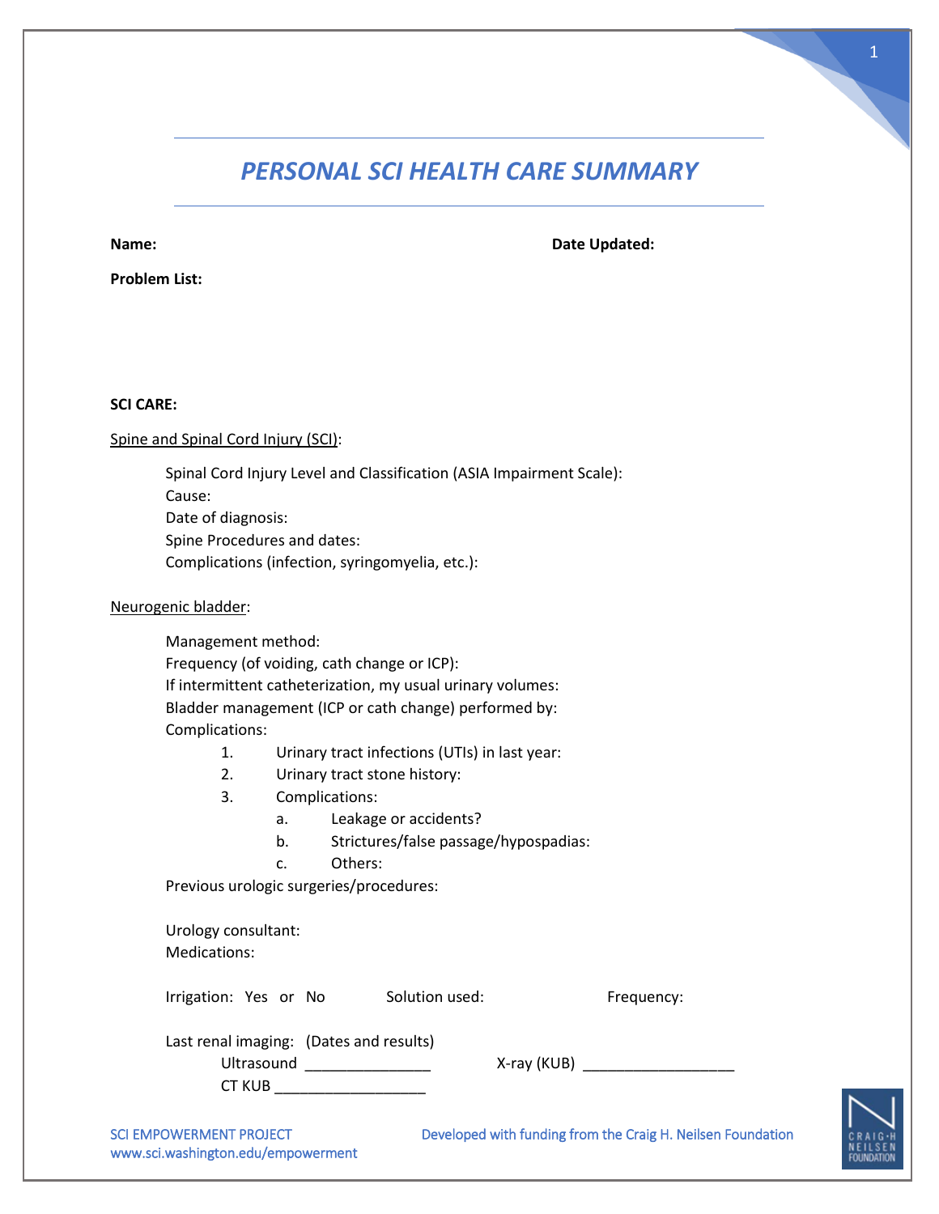# *PERSONAL SCI HEALTH CARE SUMMARY*

**Name:** **Date Updated:**

**Problem List:**

**SCI CARE:**

Spine and Spinal Cord Injury (SCI):

Spinal Cord Injury Level and Classification (ASIA Impairment Scale):
Cause:
Date of diagnosis:
Spine Procedures and dates:
Complications (infection, syringomyelia, etc.):

Neurogenic bladder:

Management method:
Frequency (of voiding, cath change or ICP):
If intermittent catheterization, my usual urinary volumes:
Bladder management (ICP or cath change) performed by:
Complications:

1. Urinary tract infections (UTIs) in last year:
2. Urinary tract stone history:
3. Complications:
    a. Leakage or accidents?
    b. Strictures/false passage/hypospadias:
    c. Others:

Previous urologic surgeries/procedures:

Urology consultant:
Medications:

Irrigation: Yes or No Solution used: Frequency:

Last renal imaging: (Dates and results)
Ultrasound _______________ X-ray (KUB) __________________
CT KUB __________________

SCI EMPOWERMENT PROJECT
www.sci.washington.edu/empowerment

Developed with funding from the Craig H. Neilsen Foundation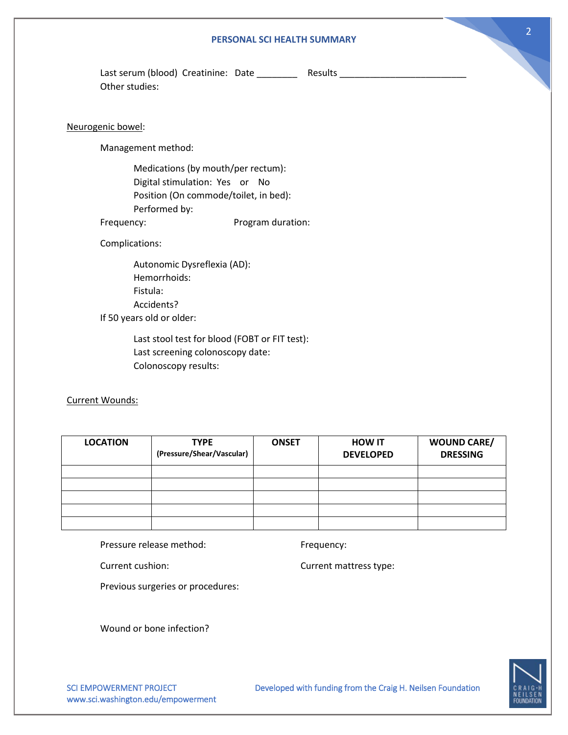Last serum (blood) Creatinine: Date ________ Results __________________________

Other studies:

Neurogenic bowel:

Management method:

Medications (by mouth/per rectum):

Digital stimulation: Yes or No

Position (On commode/toilet, in bed):

Performed by:

Frequency: Program duration:

Complications:

Autonomic Dysreflexia (AD):

Hemorrhoids:

Fistula:

Accidents?

If 50 years old or older:

Last stool test for blood (FOBT or FIT test):

Last screening colonoscopy date:

Colonoscopy results:

Current Wounds:

| LOCATION | TYPE (Pressure/Shear/Vascular) | ONSET | HOW IT DEVELOPED | WOUND CARE/ DRESSING |
|---|---|---|---|---|
| | | | | |
| | | | | |
| | | | | |
| | | | | |
| | | | | |

Pressure release method: Frequency:

Current cushion: Current mattress type:

Previous surgeries or procedures:

Wound or bone infection?

SCI EMPOWERMENT PROJECT
www.sci.washington.edu/empowerment

Developed with funding from the Craig H. Neilsen Foundation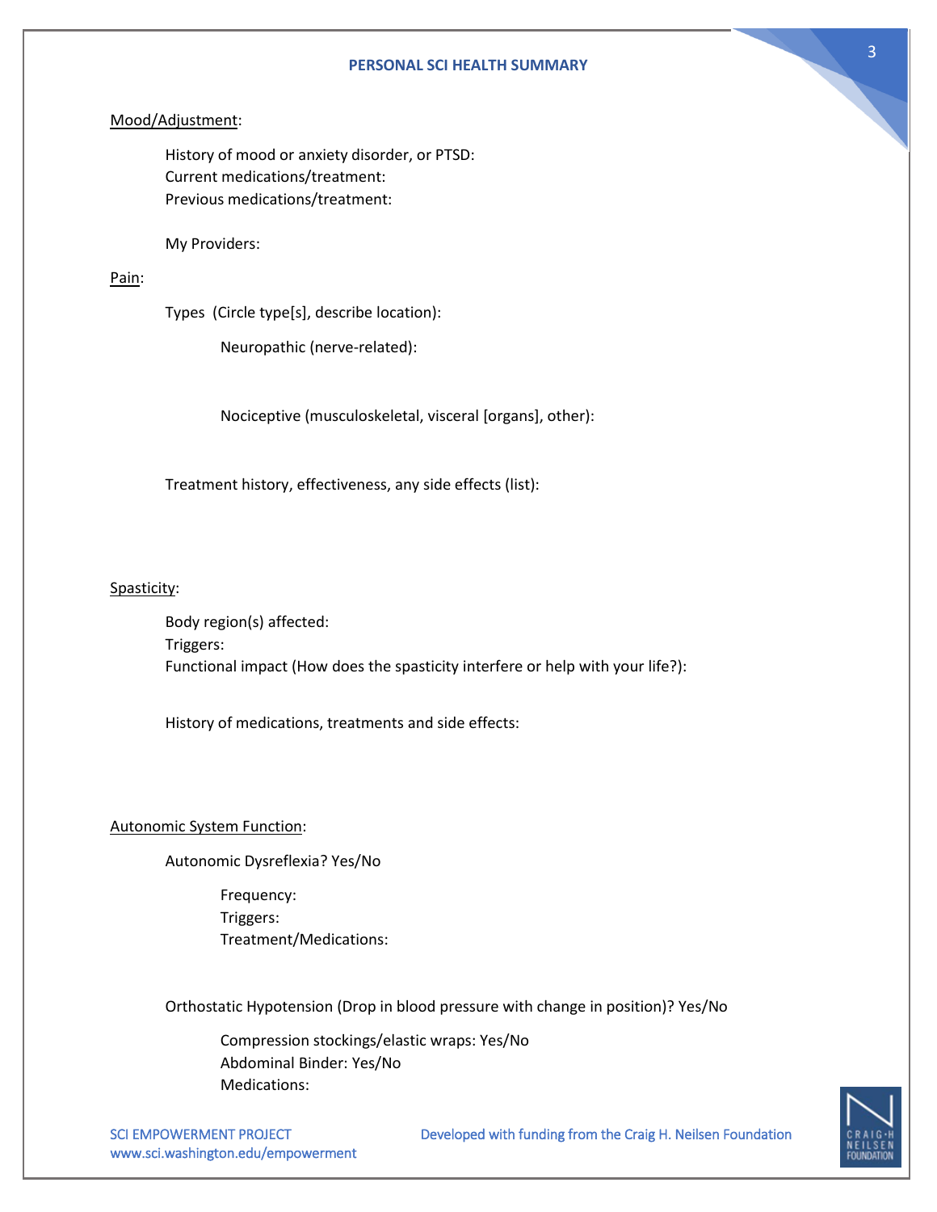Mood/Adjustment:

History of mood or anxiety disorder, or PTSD:
Current medications/treatment:
Previous medications/treatment:

My Providers:

Pain:

Types (Circle type[s], describe location):

Neuropathic (nerve-related):

Nociceptive (musculoskeletal, visceral [organs], other):

Treatment history, effectiveness, any side effects (list):

Spasticity:

Body region(s) affected:
Triggers:
Functional impact (How does the spasticity interfere or help with your life?):

History of medications, treatments and side effects:

Autonomic System Function:

Autonomic Dysreflexia? Yes/No

Frequency:
Triggers:
Treatment/Medications:

Orthostatic Hypotension (Drop in blood pressure with change in position)? Yes/No

Compression stockings/elastic wraps: Yes/No
Abdominal Binder: Yes/No
Medications: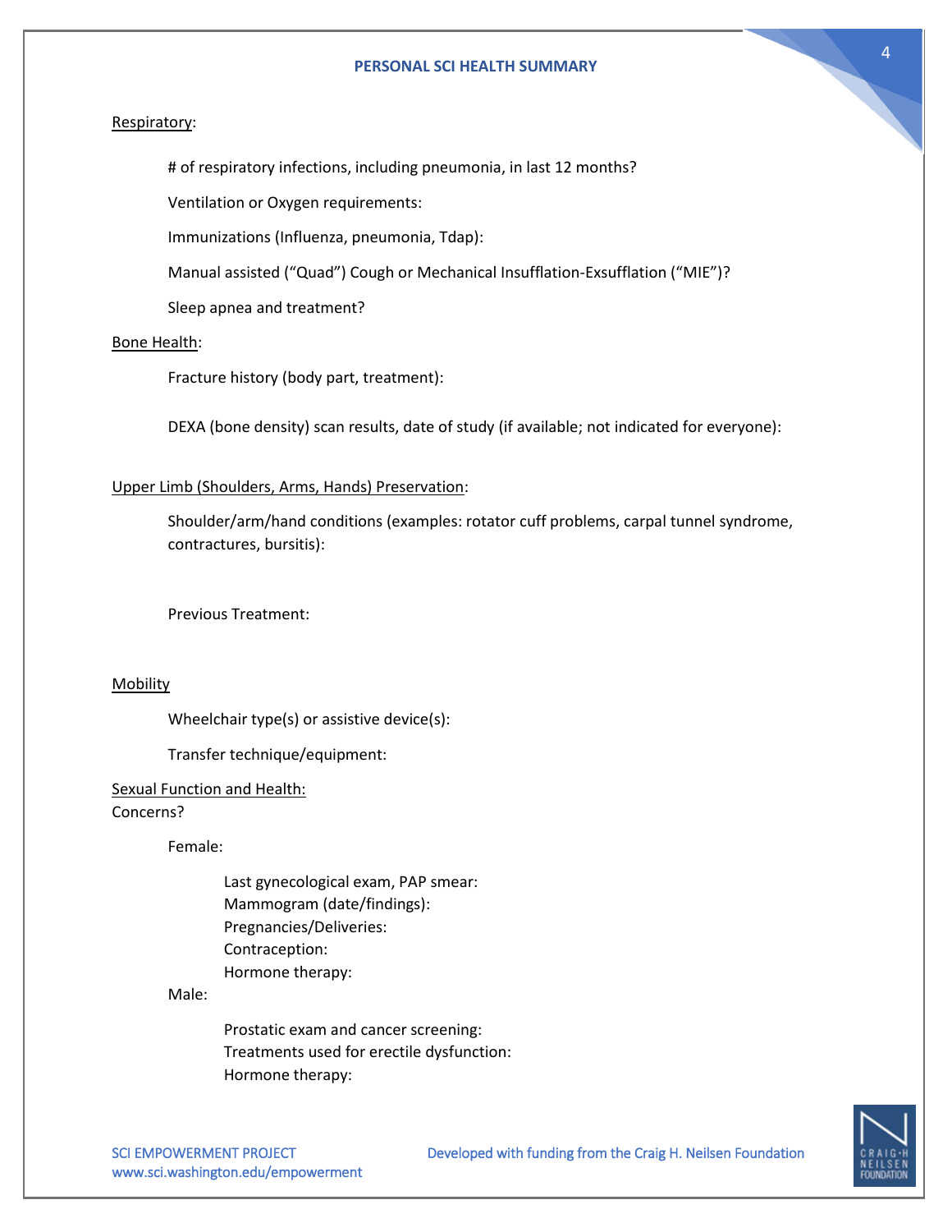Respiratory:

# of respiratory infections, including pneumonia, in last 12 months?

Ventilation or Oxygen requirements:

Immunizations (Influenza, pneumonia, Tdap):

Manual assisted (“Quad”) Cough or Mechanical Insufflation-Exsufflation (“MIE”)?

Sleep apnea and treatment?

Bone Health:

Fracture history (body part, treatment):

DEXA (bone density) scan results, date of study (if available; not indicated for everyone):

Upper Limb (Shoulders, Arms, Hands) Preservation:

Shoulder/arm/hand conditions (examples: rotator cuff problems, carpal tunnel syndrome, contractures, bursitis):

Previous Treatment:

Mobility

Wheelchair type(s) or assistive device(s):

Transfer technique/equipment:

Sexual Function and Health:

Concerns?

Female:

Last gynecological exam, PAP smear:
Mammogram (date/findings):
Pregnancies/Deliveries:
Contraception:
Hormone therapy:

Male:

Prostatic exam and cancer screening:
Treatments used for erectile dysfunction:
Hormone therapy: